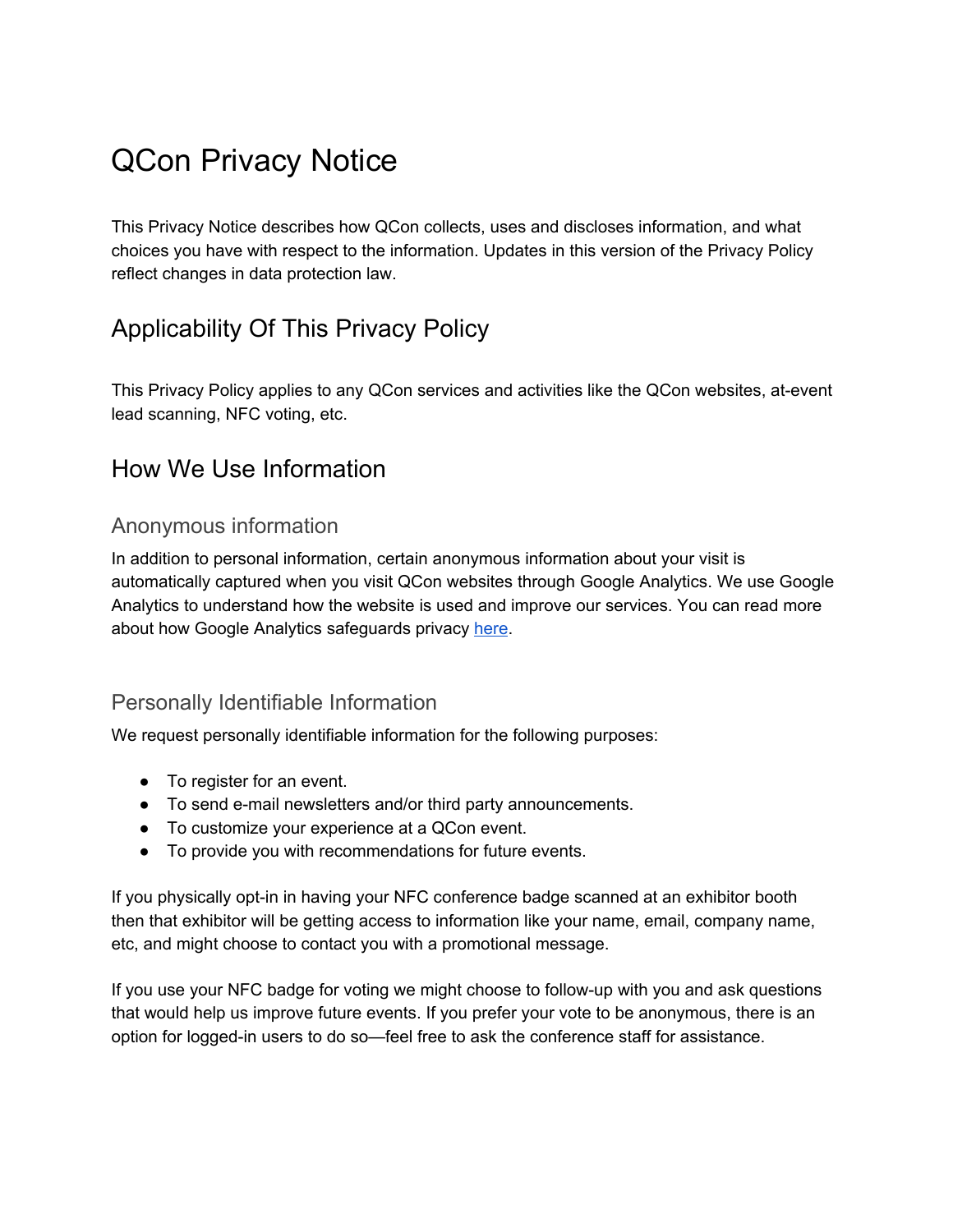# QCon Privacy Notice

This Privacy Notice describes how QCon collects, uses and discloses information, and what choices you have with respect to the information. Updates in this version of the Privacy Policy reflect changes in data protection law.

## Applicability Of This Privacy Policy

This Privacy Policy applies to any QCon services and activities like the QCon websites, at-event lead scanning, NFC voting, etc.

## How We Use Information

### Anonymous information

In addition to personal information, certain anonymous information about your visit is automatically captured when you visit QCon websites through Google Analytics. We use Google Analytics to understand how the website is used and improve our services. You can read more about how Google Analytics safeguards privacy here.

### Personally Identifiable Information

We request personally identifiable information for the following purposes:

- To register for an event.
- To send e-mail newsletters and/or third party announcements.
- To customize your experience at a QCon event.
- To provide you with recommendations for future events.

If you physically opt-in in having your NFC conference badge scanned at an exhibitor booth then that exhibitor will be getting access to information like your name, email, company name, etc, and might choose to contact you with a promotional message.

If you use your NFC badge for voting we might choose to follow-up with you and ask questions that would help us improve future events. If you prefer your vote to be anonymous, there is an option for logged-in users to do so—feel free to ask the conference staff for assistance.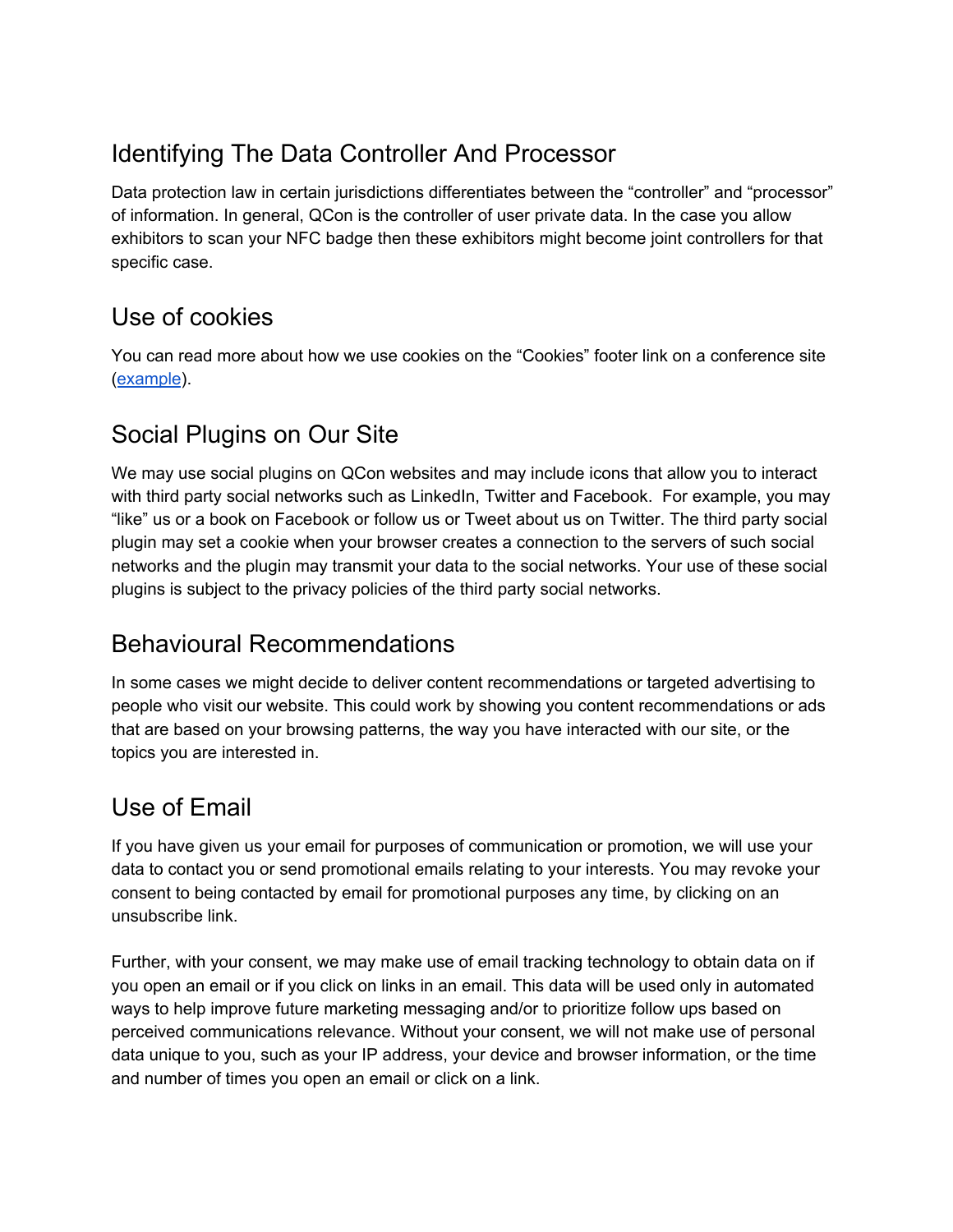## Identifying The Data Controller And Processor

Data protection law in certain jurisdictions differentiates between the "controller" and "processor" of information. In general, QCon is the controller of user private data. In the case you allow exhibitors to scan your NFC badge then these exhibitors might become joint controllers for that specific case.

## Use of cookies

You can read more about how we use cookies on the "Cookies" footer link on a conference site (example).

## Social Plugins on Our Site

We may use social plugins on QCon websites and may include icons that allow you to interact with third party social networks such as LinkedIn, Twitter and Facebook. For example, you may "like" us or a book on Facebook or follow us or Tweet about us on Twitter. The third party social plugin may set a cookie when your browser creates a connection to the servers of such social networks and the plugin may transmit your data to the social networks. Your use of these social plugins is subject to the privacy policies of the third party social networks.

## Behavioural Recommendations

In some cases we might decide to deliver content recommendations or targeted advertising to people who visit our website. This could work by showing you content recommendations or ads that are based on your browsing patterns, the way you have interacted with our site, or the topics you are interested in.

## Use of Email

If you have given us your email for purposes of communication or promotion, we will use your data to contact you or send promotional emails relating to your interests. You may revoke your consent to being contacted by email for promotional purposes any time, by clicking on an unsubscribe link.

Further, with your consent, we may make use of email tracking technology to obtain data on if you open an email or if you click on links in an email. This data will be used only in automated ways to help improve future marketing messaging and/or to prioritize follow ups based on perceived communications relevance. Without your consent, we will not make use of personal data unique to you, such as your IP address, your device and browser information, or the time and number of times you open an email or click on a link.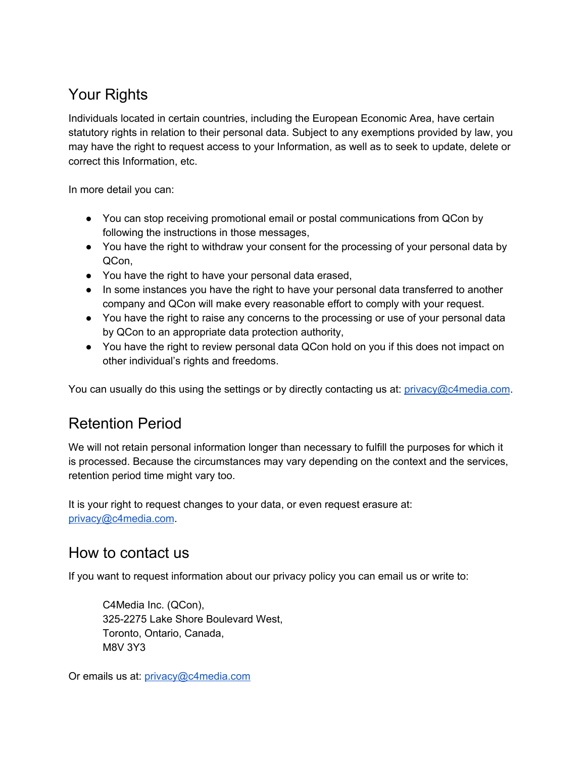## Your Rights

Individuals located in certain countries, including the European Economic Area, have certain statutory rights in relation to their personal data. Subject to any exemptions provided by law, you may have the right to request access to your Information, as well as to seek to update, delete or correct this Information, etc.

In more detail you can:

- You can stop receiving promotional email or postal communications from QCon by following the instructions in those messages,
- You have the right to withdraw your consent for the processing of your personal data by QCon,
- You have the right to have your personal data erased,
- In some instances you have the right to have your personal data transferred to another company and QCon will make every reasonable effort to comply with your request.
- You have the right to raise any concerns to the processing or use of your personal data by QCon to an appropriate data protection authority,
- You have the right to review personal data QCon hold on you if this does not impact on other individual's rights and freedoms.

You can usually do this using the settings or by directly contacting us at: privacy@c4media.com.

## Retention Period

We will not retain personal information longer than necessary to fulfill the purposes for which it is processed. Because the circumstances may vary depending on the context and the services, retention period time might vary too.

It is your right to request changes to your data, or even request erasure at: privacy@c4media.com.

## How to contact us

If you want to request information about our privacy policy you can email us or write to:

> C4Media Inc. (QCon),
> 325-2275 Lake Shore Boulevard West,
> Toronto, Ontario, Canada,
> M8V 3Y3

Or emails us at: privacy@c4media.com